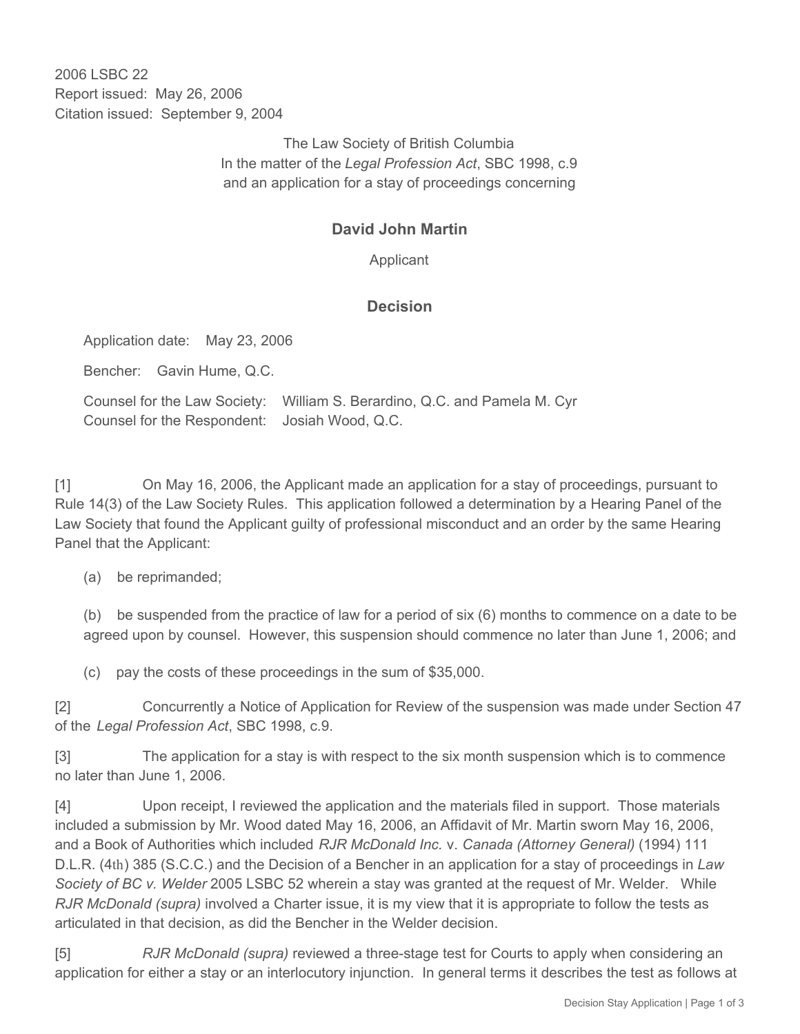2006 LSBC 22
Report issued: May 26, 2006
Citation issued: September 9, 2004

The Law Society of British Columbia
In the matter of the *Legal Profession Act*, SBC 1998, c.9
and an application for a stay of proceedings concerning

## David John Martin

Applicant

## Decision

Application date: May 23, 2006

Bencher: Gavin Hume, Q.C.

Counsel for the Law Society: William S. Berardino, Q.C. and Pamela M. Cyr
Counsel for the Respondent: Josiah Wood, Q.C.

[1] On May 16, 2006, the Applicant made an application for a stay of proceedings, pursuant to Rule 14(3) of the Law Society Rules. This application followed a determination by a Hearing Panel of the Law Society that found the Applicant guilty of professional misconduct and an order by the same Hearing Panel that the Applicant:

(a) be reprimanded;

(b) be suspended from the practice of law for a period of six (6) months to commence on a date to be agreed upon by counsel. However, this suspension should commence no later than June 1, 2006; and

(c) pay the costs of these proceedings in the sum of $35,000.

[2] Concurrently a Notice of Application for Review of the suspension was made under Section 47 of the *Legal Profession Act*, SBC 1998, c.9.

[3] The application for a stay is with respect to the six month suspension which is to commence no later than June 1, 2006.

[4] Upon receipt, I reviewed the application and the materials filed in support. Those materials included a submission by Mr. Wood dated May 16, 2006, an Affidavit of Mr. Martin sworn May 16, 2006, and a Book of Authorities which included *RJR McDonald Inc.* v. *Canada (Attorney General)* (1994) 111 D.L.R. (4th) 385 (S.C.C.) and the Decision of a Bencher in an application for a stay of proceedings in *Law Society of BC v. Welder* 2005 LSBC 52 wherein a stay was granted at the request of Mr. Welder. While *RJR McDonald (supra)* involved a Charter issue, it is my view that it is appropriate to follow the tests as articulated in that decision, as did the Bencher in the Welder decision.

[5] *RJR McDonald (supra)* reviewed a three-stage test for Courts to apply when considering an application for either a stay or an interlocutory injunction. In general terms it describes the test as follows at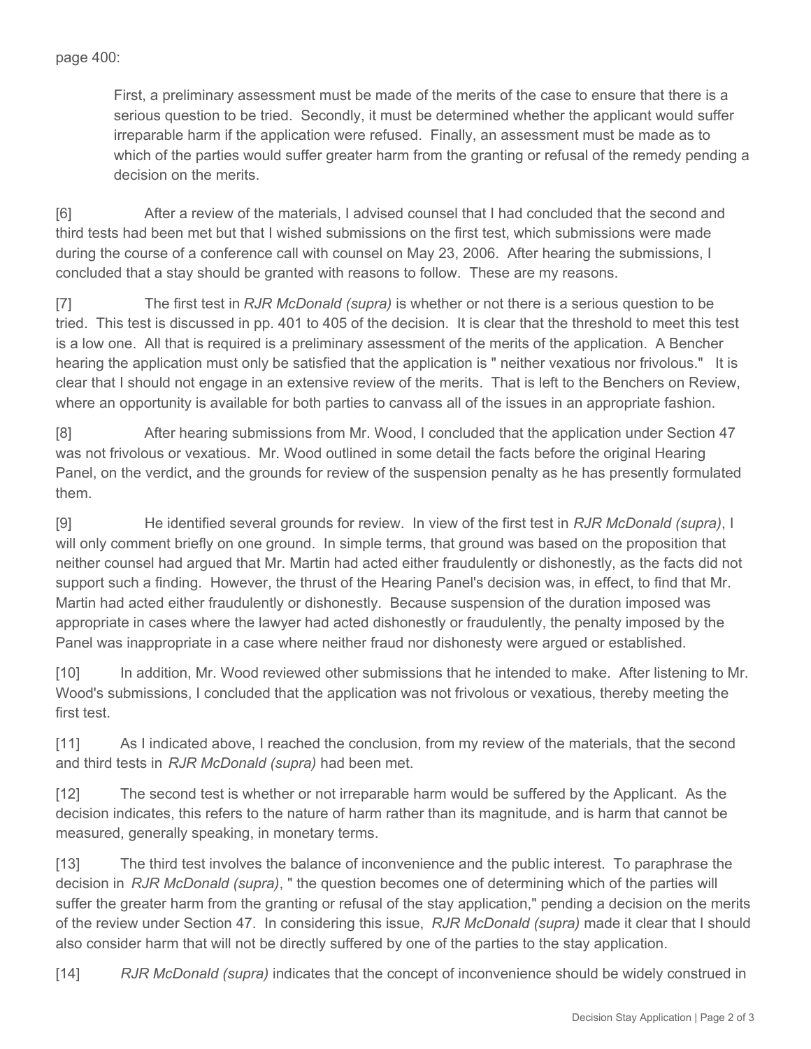page 400:

> First, a preliminary assessment must be made of the merits of the case to ensure that there is a serious question to be tried. Secondly, it must be determined whether the applicant would suffer irreparable harm if the application were refused. Finally, an assessment must be made as to which of the parties would suffer greater harm from the granting or refusal of the remedy pending a decision on the merits.

[6] After a review of the materials, I advised counsel that I had concluded that the second and third tests had been met but that I wished submissions on the first test, which submissions were made during the course of a conference call with counsel on May 23, 2006. After hearing the submissions, I concluded that a stay should be granted with reasons to follow. These are my reasons.

[7] The first test in *RJR McDonald (supra)* is whether or not there is a serious question to be tried. This test is discussed in pp. 401 to 405 of the decision. It is clear that the threshold to meet this test is a low one. All that is required is a preliminary assessment of the merits of the application. A Bencher hearing the application must only be satisfied that the application is " neither vexatious nor frivolous." It is clear that I should not engage in an extensive review of the merits. That is left to the Benchers on Review, where an opportunity is available for both parties to canvass all of the issues in an appropriate fashion.

[8] After hearing submissions from Mr. Wood, I concluded that the application under Section 47 was not frivolous or vexatious. Mr. Wood outlined in some detail the facts before the original Hearing Panel, on the verdict, and the grounds for review of the suspension penalty as he has presently formulated them.

[9] He identified several grounds for review. In view of the first test in *RJR McDonald (supra)*, I will only comment briefly on one ground. In simple terms, that ground was based on the proposition that neither counsel had argued that Mr. Martin had acted either fraudulently or dishonestly, as the facts did not support such a finding. However, the thrust of the Hearing Panel's decision was, in effect, to find that Mr. Martin had acted either fraudulently or dishonestly. Because suspension of the duration imposed was appropriate in cases where the lawyer had acted dishonestly or fraudulently, the penalty imposed by the Panel was inappropriate in a case where neither fraud nor dishonesty were argued or established.

[10] In addition, Mr. Wood reviewed other submissions that he intended to make. After listening to Mr. Wood's submissions, I concluded that the application was not frivolous or vexatious, thereby meeting the first test.

[11] As I indicated above, I reached the conclusion, from my review of the materials, that the second and third tests in *RJR McDonald (supra)* had been met.

[12] The second test is whether or not irreparable harm would be suffered by the Applicant. As the decision indicates, this refers to the nature of harm rather than its magnitude, and is harm that cannot be measured, generally speaking, in monetary terms.

[13] The third test involves the balance of inconvenience and the public interest. To paraphrase the decision in *RJR McDonald (supra)*, " the question becomes one of determining which of the parties will suffer the greater harm from the granting or refusal of the stay application," pending a decision on the merits of the review under Section 47. In considering this issue, *RJR McDonald (supra)* made it clear that I should also consider harm that will not be directly suffered by one of the parties to the stay application.

[14] *RJR McDonald (supra)* indicates that the concept of inconvenience should be widely construed in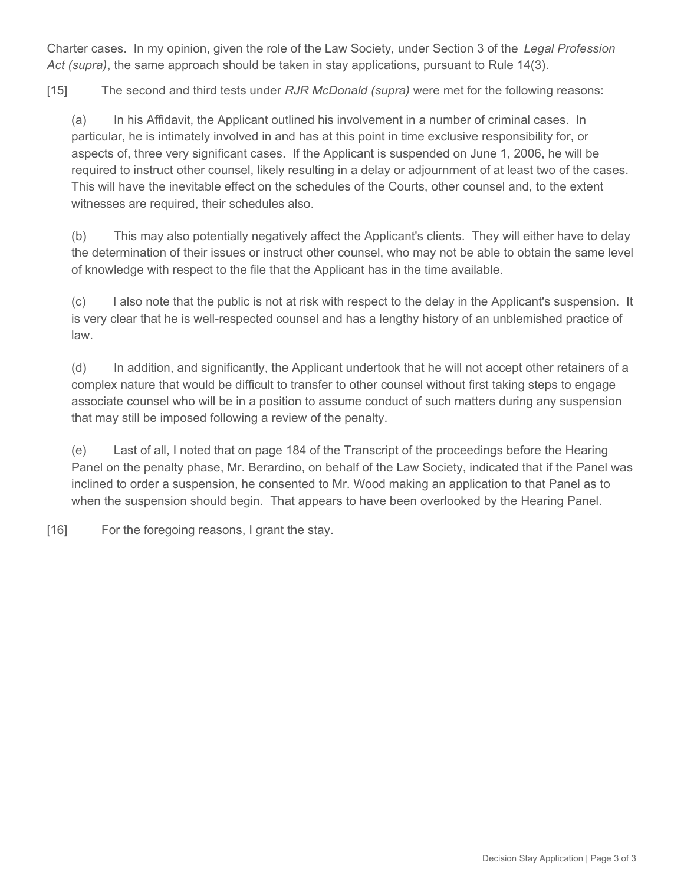Charter cases. In my opinion, given the role of the Law Society, under Section 3 of the *Legal Profession Act (supra)*, the same approach should be taken in stay applications, pursuant to Rule 14(3).

[15] The second and third tests under *RJR McDonald (supra)* were met for the following reasons:

(a) In his Affidavit, the Applicant outlined his involvement in a number of criminal cases. In particular, he is intimately involved in and has at this point in time exclusive responsibility for, or aspects of, three very significant cases. If the Applicant is suspended on June 1, 2006, he will be required to instruct other counsel, likely resulting in a delay or adjournment of at least two of the cases. This will have the inevitable effect on the schedules of the Courts, other counsel and, to the extent witnesses are required, their schedules also.

(b) This may also potentially negatively affect the Applicant's clients. They will either have to delay the determination of their issues or instruct other counsel, who may not be able to obtain the same level of knowledge with respect to the file that the Applicant has in the time available.

(c) I also note that the public is not at risk with respect to the delay in the Applicant's suspension. It is very clear that he is well-respected counsel and has a lengthy history of an unblemished practice of law.

(d) In addition, and significantly, the Applicant undertook that he will not accept other retainers of a complex nature that would be difficult to transfer to other counsel without first taking steps to engage associate counsel who will be in a position to assume conduct of such matters during any suspension that may still be imposed following a review of the penalty.

(e) Last of all, I noted that on page 184 of the Transcript of the proceedings before the Hearing Panel on the penalty phase, Mr. Berardino, on behalf of the Law Society, indicated that if the Panel was inclined to order a suspension, he consented to Mr. Wood making an application to that Panel as to when the suspension should begin. That appears to have been overlooked by the Hearing Panel.

[16] For the foregoing reasons, I grant the stay.